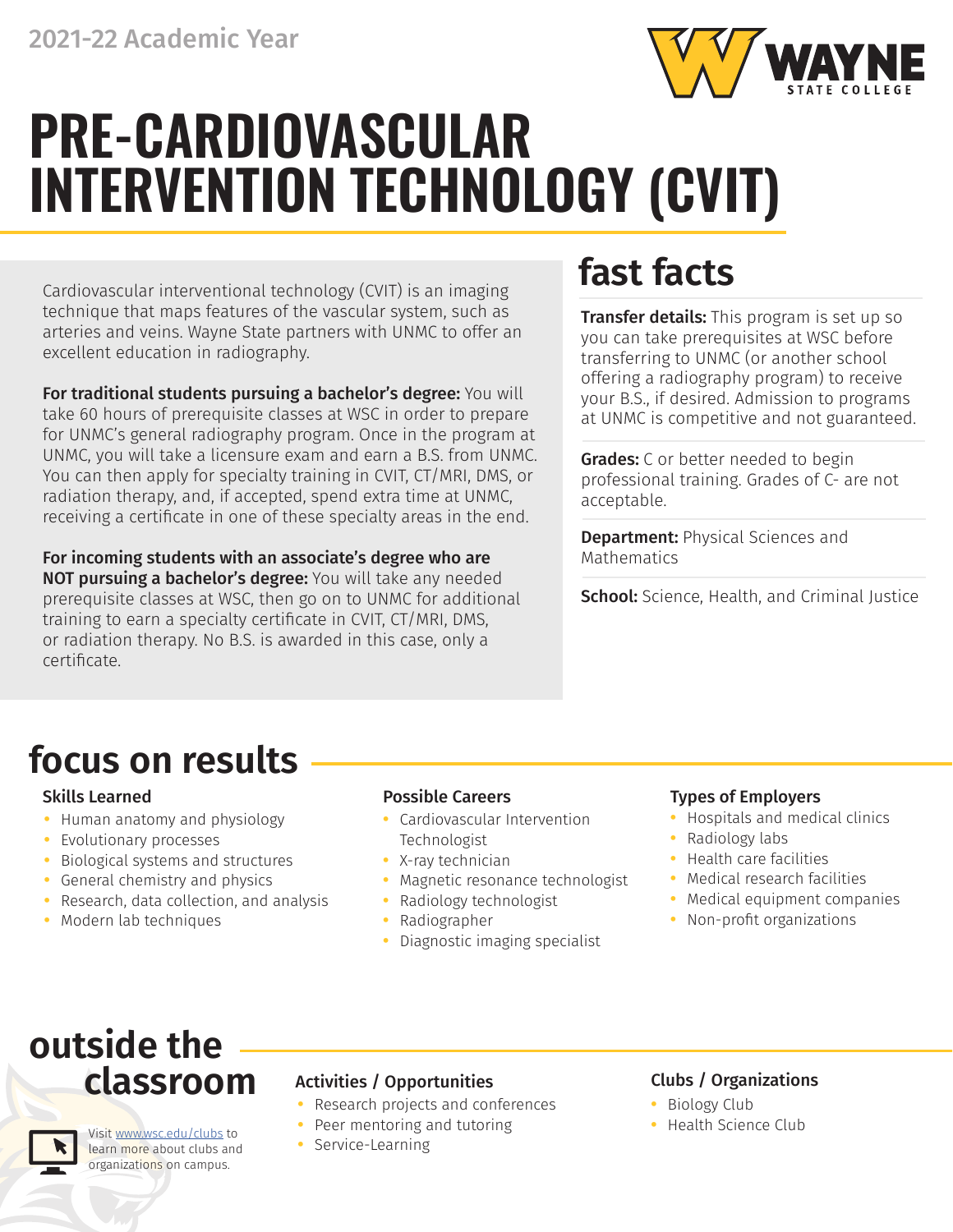2021-22 Academic Year

# PRE-CARDIOVASCULAR INTERVENTION TECHNOLOGY (CVIT)

Cardiovascular interventional technology (CVIT) is an imaging technique that maps features of the vascular system, such as arteries and veins. Wayne State partners with UNMC to offer an excellent education in radiography.

**For traditional students pursuing a bachelor's degree:** You will take 60 hours of prerequisite classes at WSC in order to prepare for UNMC's general radiography program. Once in the program at UNMC, you will take a licensure exam and earn a B.S. from UNMC. You can then apply for specialty training in CVIT, CT/MRI, DMS, or radiation therapy, and, if accepted, spend extra time at UNMC, receiving a certificate in one of these specialty areas in the end.

**For incoming students with an associate's degree who are NOT pursuing a bachelor's degree:** You will take any needed prerequisite classes at WSC, then go on to UNMC for additional training to earn a specialty certificate in CVIT, CT/MRI, DMS, or radiation therapy. No B.S. is awarded in this case, only a certificate.

## fast facts

**Transfer details:** This program is set up so you can take prerequisites at WSC before transferring to UNMC (or another school offering a radiography program) to receive your B.S., if desired. Admission to programs at UNMC is competitive and not guaranteed.

**Grades:** C or better needed to begin professional training. Grades of C- are not acceptable.

**Department:** Physical Sciences and Mathematics

**School:** Science, Health, and Criminal Justice

## focus on results

### Skills Learned

- Human anatomy and physiology
- Evolutionary processes
- Biological systems and structures
- General chemistry and physics
- Research, data collection, and analysis
- Modern lab techniques

### Possible Careers

- Cardiovascular Intervention Technologist
- X-ray technician
- Magnetic resonance technologist
- Radiology technologist
- Radiographer
- Diagnostic imaging specialist

### Types of Employers

- Hospitals and medical clinics
- Radiology labs
- Health care facilities
- Medical research facilities
- Medical equipment companies
- Non-profit organizations

## outside the classroom

Visit www.wsc.edu/clubs to learn more about clubs and organizations on campus.

### Activities / Opportunities

- Research projects and conferences
- Peer mentoring and tutoring
- Service-Learning

### Clubs / Organizations

- Biology Club
- Health Science Club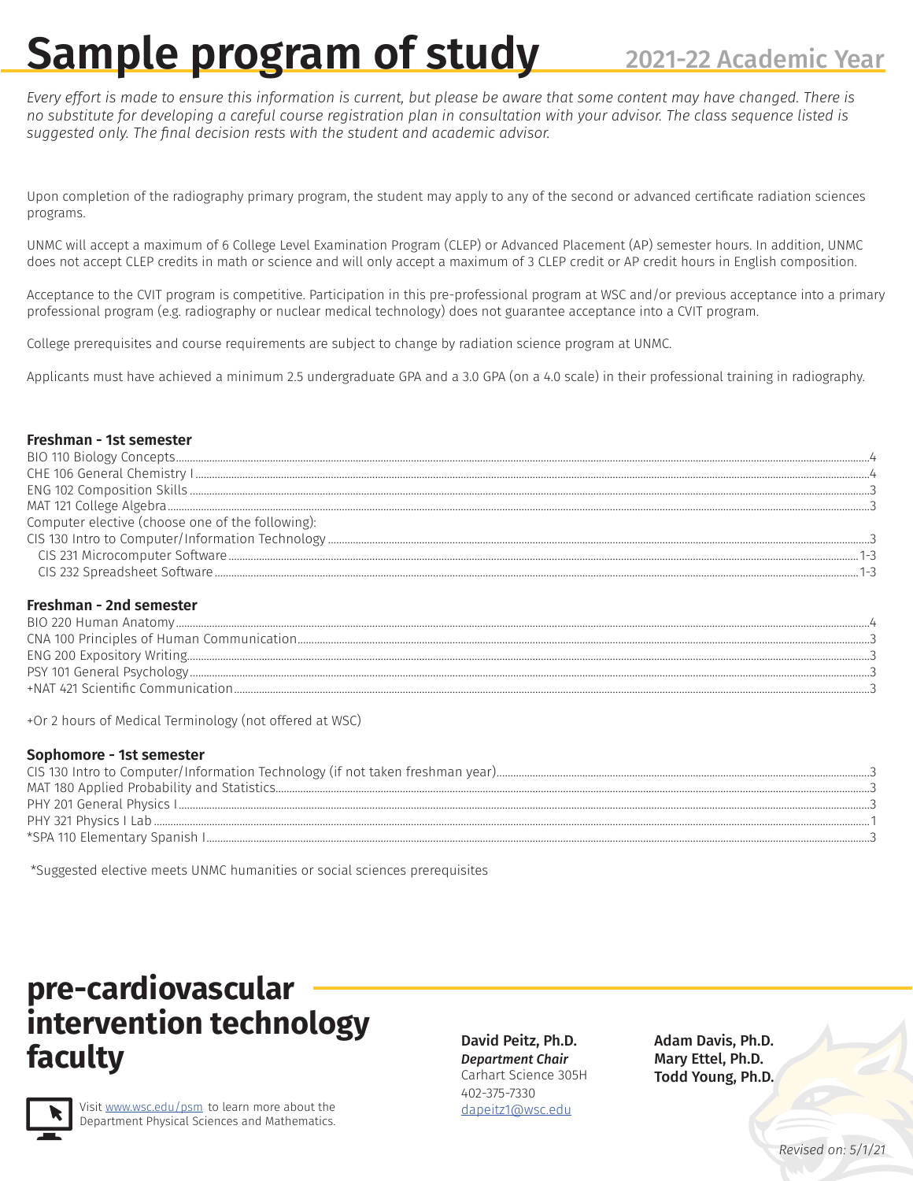# Sample program of study

## 2021-22 Academic Year

*Every effort is made to ensure this information is current, but please be aware that some content may have changed. There is no substitute for developing a careful course registration plan in consultation with your advisor. The class sequence listed is suggested only. The final decision rests with the student and academic advisor.*

Upon completion of the radiography primary program, the student may apply to any of the second or advanced certificate radiation sciences programs.

UNMC will accept a maximum of 6 College Level Examination Program (CLEP) or Advanced Placement (AP) semester hours. In addition, UNMC does not accept CLEP credits in math or science and will only accept a maximum of 3 CLEP credit or AP credit hours in English composition.

Acceptance to the CVIT program is competitive. Participation in this pre-professional program at WSC and/or previous acceptance into a primary professional program (e.g. radiography or nuclear medical technology) does not guarantee acceptance into a CVIT program.

College prerequisites and course requirements are subject to change by radiation science program at UNMC.

Applicants must have achieved a minimum 2.5 undergraduate GPA and a 3.0 GPA (on a 4.0 scale) in their professional training in radiography.

### Freshman - 1st semester

| | |
|---|---|
| BIO 110 Biology Concepts | 4 |
| CHE 106 General Chemistry I | 4 |
| ENG 102 Composition Skills | 3 |
| MAT 121 College Algebra | 3 |
| Computer elective (choose one of the following): | |
| CIS 130 Intro to Computer/Information Technology | 3 |
| CIS 231 Microcomputer Software | 1-3 |
| CIS 232 Spreadsheet Software | 1-3 |

### Freshman - 2nd semester

| | |
|---|---|
| BIO 220 Human Anatomy | 4 |
| CNA 100 Principles of Human Communication | 3 |
| ENG 200 Expository Writing | 3 |
| PSY 101 General Psychology | 3 |
| +NAT 421 Scientific Communication | 3 |

+Or 2 hours of Medical Terminology (not offered at WSC)

### Sophomore - 1st semester

| | |
|---|---|
| CIS 130 Intro to Computer/Information Technology (if not taken freshman year) | 3 |
| MAT 180 Applied Probability and Statistics | 3 |
| PHY 201 General Physics I | 3 |
| PHY 321 Physics I Lab | 1 |
| *SPA 110 Elementary Spanish I | 3 |

*Suggested elective meets UNMC humanities or social sciences prerequisites

## pre-cardiovascular intervention technology faculty

Visit www.wsc.edu/psm to learn more about the Department Physical Sciences and Mathematics.

**David Peitz, Ph.D.**
***Department Chair***
Carhart Science 305H
402-375-7330
dapeitz1@wsc.edu

**Adam Davis, Ph.D.**
**Mary Ettel, Ph.D.**
**Todd Young, Ph.D.**

*Revised on: 5/1/21*